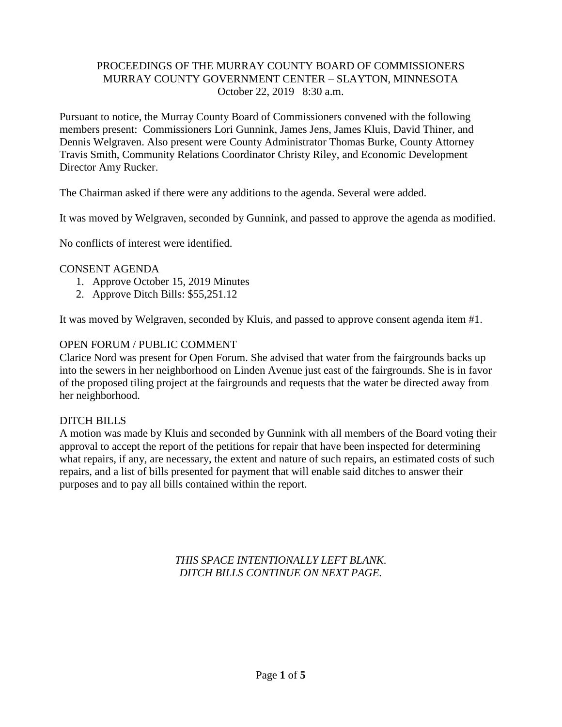# PROCEEDINGS OF THE MURRAY COUNTY BOARD OF COMMISSIONERS
## MURRAY COUNTY GOVERNMENT CENTER – SLAYTON, MINNESOTA
### October 22, 2019 8:30 a.m.

Pursuant to notice, the Murray County Board of Commissioners convened with the following members present: Commissioners Lori Gunnink, James Jens, James Kluis, David Thiner, and Dennis Welgraven. Also present were County Administrator Thomas Burke, County Attorney Travis Smith, Community Relations Coordinator Christy Riley, and Economic Development Director Amy Rucker.

The Chairman asked if there were any additions to the agenda. Several were added.

It was moved by Welgraven, seconded by Gunnink, and passed to approve the agenda as modified.

No conflicts of interest were identified.

## CONSENT AGENDA

1. Approve October 15, 2019 Minutes
2. Approve Ditch Bills: $55,251.12

It was moved by Welgraven, seconded by Kluis, and passed to approve consent agenda item #1.

## OPEN FORUM / PUBLIC COMMENT

Clarice Nord was present for Open Forum. She advised that water from the fairgrounds backs up into the sewers in her neighborhood on Linden Avenue just east of the fairgrounds. She is in favor of the proposed tiling project at the fairgrounds and requests that the water be directed away from her neighborhood.

## DITCH BILLS

A motion was made by Kluis and seconded by Gunnink with all members of the Board voting their approval to accept the report of the petitions for repair that have been inspected for determining what repairs, if any, are necessary, the extent and nature of such repairs, an estimated costs of such repairs, and a list of bills presented for payment that will enable said ditches to answer their purposes and to pay all bills contained within the report.

*THIS SPACE INTENTIONALLY LEFT BLANK.*
*DITCH BILLS CONTINUE ON NEXT PAGE.*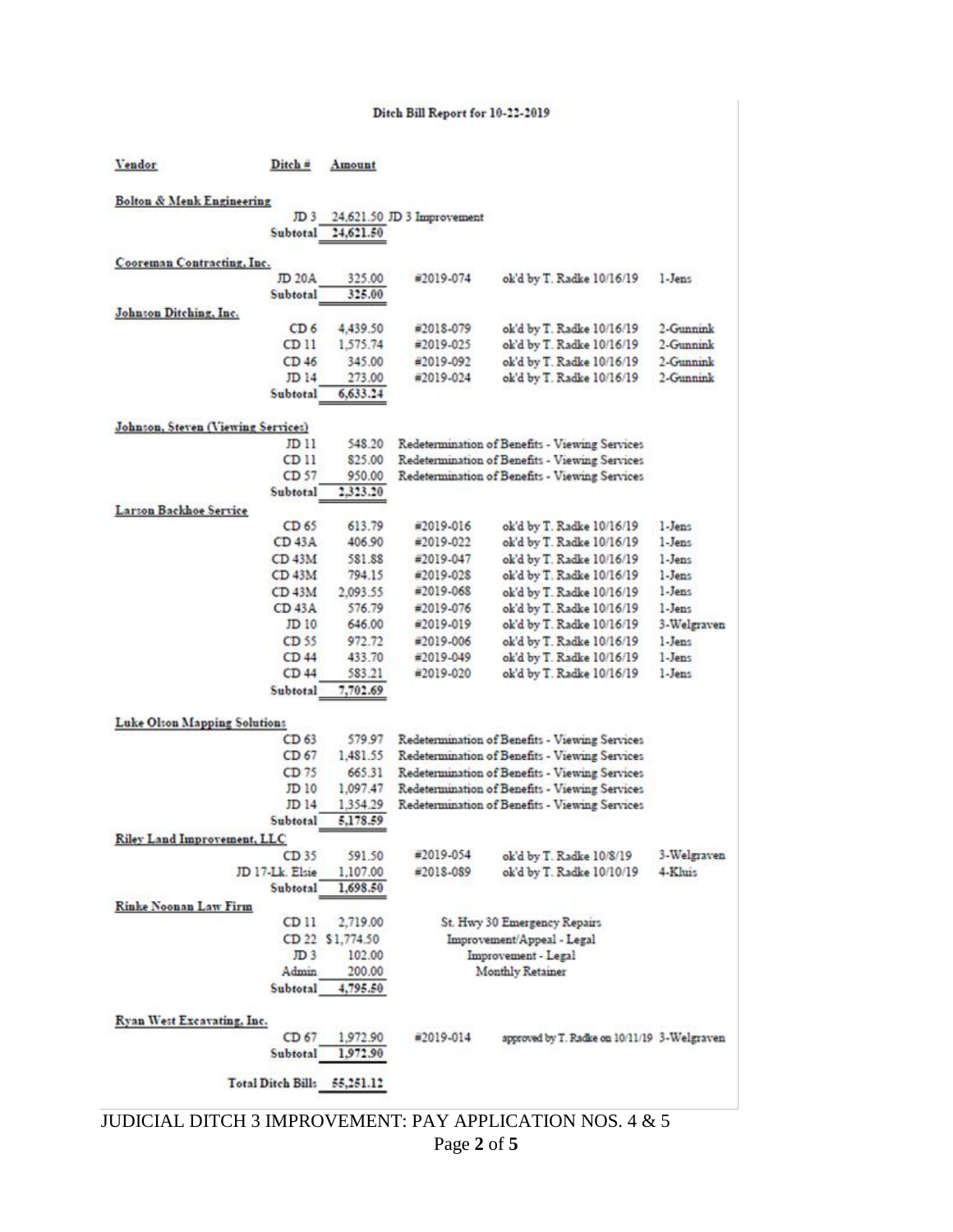## Ditch Bill Report for 10-22-2019

| Vendor | Ditch # | Amount | | | |
|---|---|---|---|---|---|
| **Bolton & Menk Engineering** | | | | | |
| | JD 3 | 24,621.50 | JD 3 Improvement | | |
| | Subtotal | 24,621.50 | | | |
| **Cooreman Contracting, Inc.** | | | | | |
| | JD 20A | 325.00 | #2019-074 | ok'd by T. Radke 10/16/19 | 1-Jens |
| | Subtotal | 325.00 | | | |
| **Johnson Ditching, Inc.** | | | | | |
| | CD 6 | 4,439.50 | #2018-079 | ok'd by T. Radke 10/16/19 | 2-Gunnink |
| | CD 11 | 1,575.74 | #2019-025 | ok'd by T. Radke 10/16/19 | 2-Gunnink |
| | CD 46 | 345.00 | #2019-092 | ok'd by T. Radke 10/16/19 | 2-Gunnink |
| | JD 14 | 273.00 | #2019-024 | ok'd by T. Radke 10/16/19 | 2-Gunnink |
| | Subtotal | 6,633.24 | | | |
| **Johnson, Steven (Viewing Services)** | | | | | |
| | JD 11 | 548.20 | Redetermination of Benefits - Viewing Services | | |
| | CD 11 | 825.00 | Redetermination of Benefits - Viewing Services | | |
| | CD 57 | 950.00 | Redetermination of Benefits - Viewing Services | | |
| | Subtotal | 2,323.20 | | | |
| **Larson Backhoe Service** | | | | | |
| | CD 65 | 613.79 | #2019-016 | ok'd by T. Radke 10/16/19 | 1-Jens |
| | CD 43A | 406.90 | #2019-022 | ok'd by T. Radke 10/16/19 | 1-Jens |
| | CD 43M | 581.88 | #2019-047 | ok'd by T. Radke 10/16/19 | 1-Jens |
| | CD 43M | 794.15 | #2019-028 | ok'd by T. Radke 10/16/19 | 1-Jens |
| | CD 43M | 2,093.55 | #2019-068 | ok'd by T. Radke 10/16/19 | 1-Jens |
| | CD 43A | 576.79 | #2019-076 | ok'd by T. Radke 10/16/19 | 1-Jens |
| | JD 10 | 646.00 | #2019-019 | ok'd by T. Radke 10/16/19 | 3-Welgraven |
| | CD 55 | 972.72 | #2019-006 | ok'd by T. Radke 10/16/19 | 1-Jens |
| | CD 44 | 433.70 | #2019-049 | ok'd by T. Radke 10/16/19 | 1-Jens |
| | CD 44 | 583.21 | #2019-020 | ok'd by T. Radke 10/16/19 | 1-Jens |
| | Subtotal | 7,702.69 | | | |
| **Luke Olson Mapping Solutions** | | | | | |
| | CD 63 | 579.97 | Redetermination of Benefits - Viewing Services | | |
| | CD 67 | 1,481.55 | Redetermination of Benefits - Viewing Services | | |
| | CD 75 | 665.31 | Redetermination of Benefits - Viewing Services | | |
| | JD 10 | 1,097.47 | Redetermination of Benefits - Viewing Services | | |
| | JD 14 | 1,354.29 | Redetermination of Benefits - Viewing Services | | |
| | Subtotal | 5,178.59 | | | |
| **Riley Land Improvement, LLC** | | | | | |
| | CD 35 | 591.50 | #2019-054 | ok'd by T. Radke 10/8/19 | 3-Welgraven |
| | JD 17-Lk. Elsie | 1,107.00 | #2018-089 | ok'd by T. Radke 10/10/19 | 4-Kluis |
| | Subtotal | 1,698.50 | | | |
| **Rinke Noonan Law Firm** | | | | | |
| | CD 11 | 2,719.00 | St. Hwy 30 Emergency Repairs | | |
| | CD 22 | $1,774.50 | Improvement/Appeal - Legal | | |
| | JD 3 | 102.00 | Improvement - Legal | | |
| | Admin | 200.00 | Monthly Retainer | | |
| | Subtotal | 4,795.50 | | | |
| **Ryan West Excavating, Inc.** | | | | | |
| | CD 67 | 1,972.90 | #2019-014 | approved by T. Radke on 10/11/19 | 3-Welgraven |
| | Subtotal | 1,972.90 | | | |
| | **Total Ditch Bills** | **55,251.12** | | | |

JUDICIAL DITCH 3 IMPROVEMENT: PAY APPLICATION NOS. 4 & 5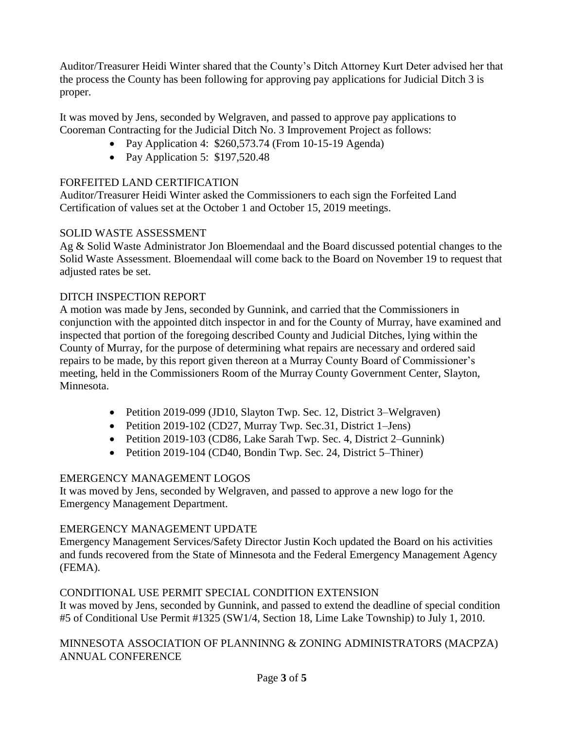Auditor/Treasurer Heidi Winter shared that the County's Ditch Attorney Kurt Deter advised her that the process the County has been following for approving pay applications for Judicial Ditch 3 is proper.

It was moved by Jens, seconded by Welgraven, and passed to approve pay applications to Cooreman Contracting for the Judicial Ditch No. 3 Improvement Project as follows:

- Pay Application 4: $260,573.74 (From 10-15-19 Agenda)
- Pay Application 5: $197,520.48

FORFEITED LAND CERTIFICATION

Auditor/Treasurer Heidi Winter asked the Commissioners to each sign the Forfeited Land Certification of values set at the October 1 and October 15, 2019 meetings.

SOLID WASTE ASSESSMENT

Ag & Solid Waste Administrator Jon Bloemendaal and the Board discussed potential changes to the Solid Waste Assessment. Bloemendaal will come back to the Board on November 19 to request that adjusted rates be set.

DITCH INSPECTION REPORT

A motion was made by Jens, seconded by Gunnink, and carried that the Commissioners in conjunction with the appointed ditch inspector in and for the County of Murray, have examined and inspected that portion of the foregoing described County and Judicial Ditches, lying within the County of Murray, for the purpose of determining what repairs are necessary and ordered said repairs to be made, by this report given thereon at a Murray County Board of Commissioner's meeting, held in the Commissioners Room of the Murray County Government Center, Slayton, Minnesota.

- Petition 2019-099 (JD10, Slayton Twp. Sec. 12, District 3–Welgraven)
- Petition 2019-102 (CD27, Murray Twp. Sec.31, District 1–Jens)
- Petition 2019-103 (CD86, Lake Sarah Twp. Sec. 4, District 2–Gunnink)
- Petition 2019-104 (CD40, Bondin Twp. Sec. 24, District 5–Thiner)

EMERGENCY MANAGEMENT LOGOS

It was moved by Jens, seconded by Welgraven, and passed to approve a new logo for the Emergency Management Department.

EMERGENCY MANAGEMENT UPDATE

Emergency Management Services/Safety Director Justin Koch updated the Board on his activities and funds recovered from the State of Minnesota and the Federal Emergency Management Agency (FEMA).

CONDITIONAL USE PERMIT SPECIAL CONDITION EXTENSION

It was moved by Jens, seconded by Gunnink, and passed to extend the deadline of special condition #5 of Conditional Use Permit #1325 (SW1/4, Section 18, Lime Lake Township) to July 1, 2010.

MINNESOTA ASSOCIATION OF PLANNINNG & ZONING ADMINISTRATORS (MACPZA) ANNUAL CONFERENCE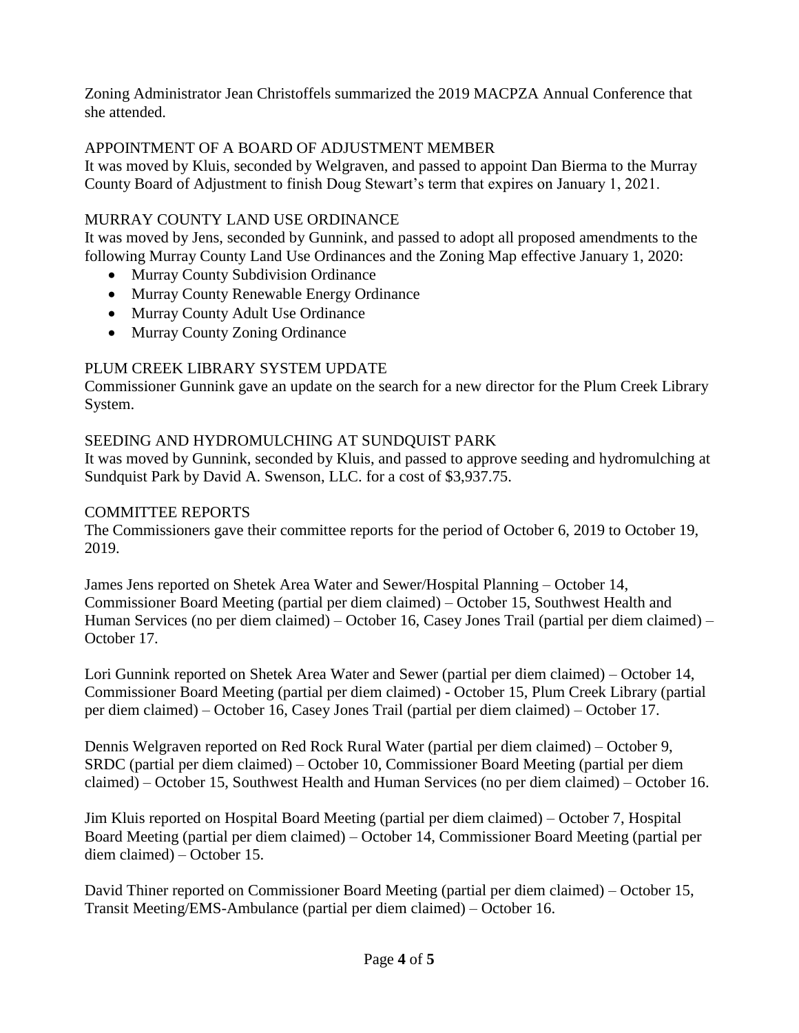Zoning Administrator Jean Christoffels summarized the 2019 MACPZA Annual Conference that she attended.

## APPOINTMENT OF A BOARD OF ADJUSTMENT MEMBER

It was moved by Kluis, seconded by Welgraven, and passed to appoint Dan Bierma to the Murray County Board of Adjustment to finish Doug Stewart's term that expires on January 1, 2021.

## MURRAY COUNTY LAND USE ORDINANCE

It was moved by Jens, seconded by Gunnink, and passed to adopt all proposed amendments to the following Murray County Land Use Ordinances and the Zoning Map effective January 1, 2020:

- Murray County Subdivision Ordinance
- Murray County Renewable Energy Ordinance
- Murray County Adult Use Ordinance
- Murray County Zoning Ordinance

## PLUM CREEK LIBRARY SYSTEM UPDATE

Commissioner Gunnink gave an update on the search for a new director for the Plum Creek Library System.

## SEEDING AND HYDROMULCHING AT SUNDQUIST PARK

It was moved by Gunnink, seconded by Kluis, and passed to approve seeding and hydromulching at Sundquist Park by David A. Swenson, LLC. for a cost of $3,937.75.

## COMMITTEE REPORTS

The Commissioners gave their committee reports for the period of October 6, 2019 to October 19, 2019.

James Jens reported on Shetek Area Water and Sewer/Hospital Planning – October 14, Commissioner Board Meeting (partial per diem claimed) – October 15, Southwest Health and Human Services (no per diem claimed) – October 16, Casey Jones Trail (partial per diem claimed) – October 17.

Lori Gunnink reported on Shetek Area Water and Sewer (partial per diem claimed) – October 14, Commissioner Board Meeting (partial per diem claimed) - October 15, Plum Creek Library (partial per diem claimed) – October 16, Casey Jones Trail (partial per diem claimed) – October 17.

Dennis Welgraven reported on Red Rock Rural Water (partial per diem claimed) – October 9, SRDC (partial per diem claimed) – October 10, Commissioner Board Meeting (partial per diem claimed) – October 15, Southwest Health and Human Services (no per diem claimed) – October 16.

Jim Kluis reported on Hospital Board Meeting (partial per diem claimed) – October 7, Hospital Board Meeting (partial per diem claimed) – October 14, Commissioner Board Meeting (partial per diem claimed) – October 15.

David Thiner reported on Commissioner Board Meeting (partial per diem claimed) – October 15, Transit Meeting/EMS-Ambulance (partial per diem claimed) – October 16.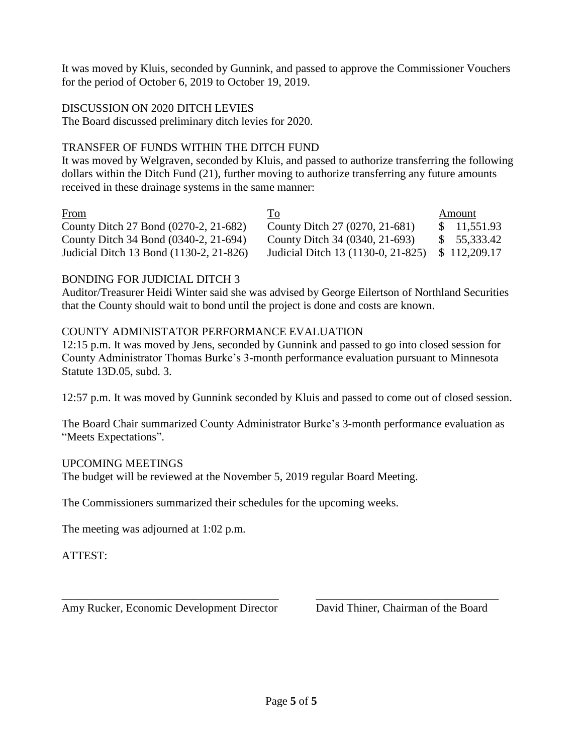It was moved by Kluis, seconded by Gunnink, and passed to approve the Commissioner Vouchers for the period of October 6, 2019 to October 19, 2019.

DISCUSSION ON 2020 DITCH LEVIES

The Board discussed preliminary ditch levies for 2020.

TRANSFER OF FUNDS WITHIN THE DITCH FUND

It was moved by Welgraven, seconded by Kluis, and passed to authorize transferring the following dollars within the Ditch Fund (21), further moving to authorize transferring any future amounts received in these drainage systems in the same manner:

| From | To | Amount |
|---|---|---|
| County Ditch 27 Bond (0270-2, 21-682) | County Ditch 27 (0270, 21-681) | $ 11,551.93 |
| County Ditch 34 Bond (0340-2, 21-694) | County Ditch 34 (0340, 21-693) | $ 55,333.42 |
| Judicial Ditch 13 Bond (1130-2, 21-826) | Judicial Ditch 13 (1130-0, 21-825) | $ 112,209.17 |

BONDING FOR JUDICIAL DITCH 3

Auditor/Treasurer Heidi Winter said she was advised by George Eilertson of Northland Securities that the County should wait to bond until the project is done and costs are known.

COUNTY ADMINISTATOR PERFORMANCE EVALUATION

12:15 p.m. It was moved by Jens, seconded by Gunnink and passed to go into closed session for County Administrator Thomas Burke's 3-month performance evaluation pursuant to Minnesota Statute 13D.05, subd. 3.

12:57 p.m. It was moved by Gunnink seconded by Kluis and passed to come out of closed session.

The Board Chair summarized County Administrator Burke's 3-month performance evaluation as "Meets Expectations".

UPCOMING MEETINGS

The budget will be reviewed at the November 5, 2019 regular Board Meeting.

The Commissioners summarized their schedules for the upcoming weeks.

The meeting was adjourned at 1:02 p.m.

ATTEST:

\_\_\_\_\_\_\_\_\_\_\_\_\_\_\_\_\_\_\_\_\_\_\_\_\_\_\_\_\_\_\_\_\_\_\_\_\_\_
Amy Rucker, Economic Development Director

\_\_\_\_\_\_\_\_\_\_\_\_\_\_\_\_\_\_\_\_\_\_\_\_\_\_\_\_\_\_\_\_\_\_
David Thiner, Chairman of the Board